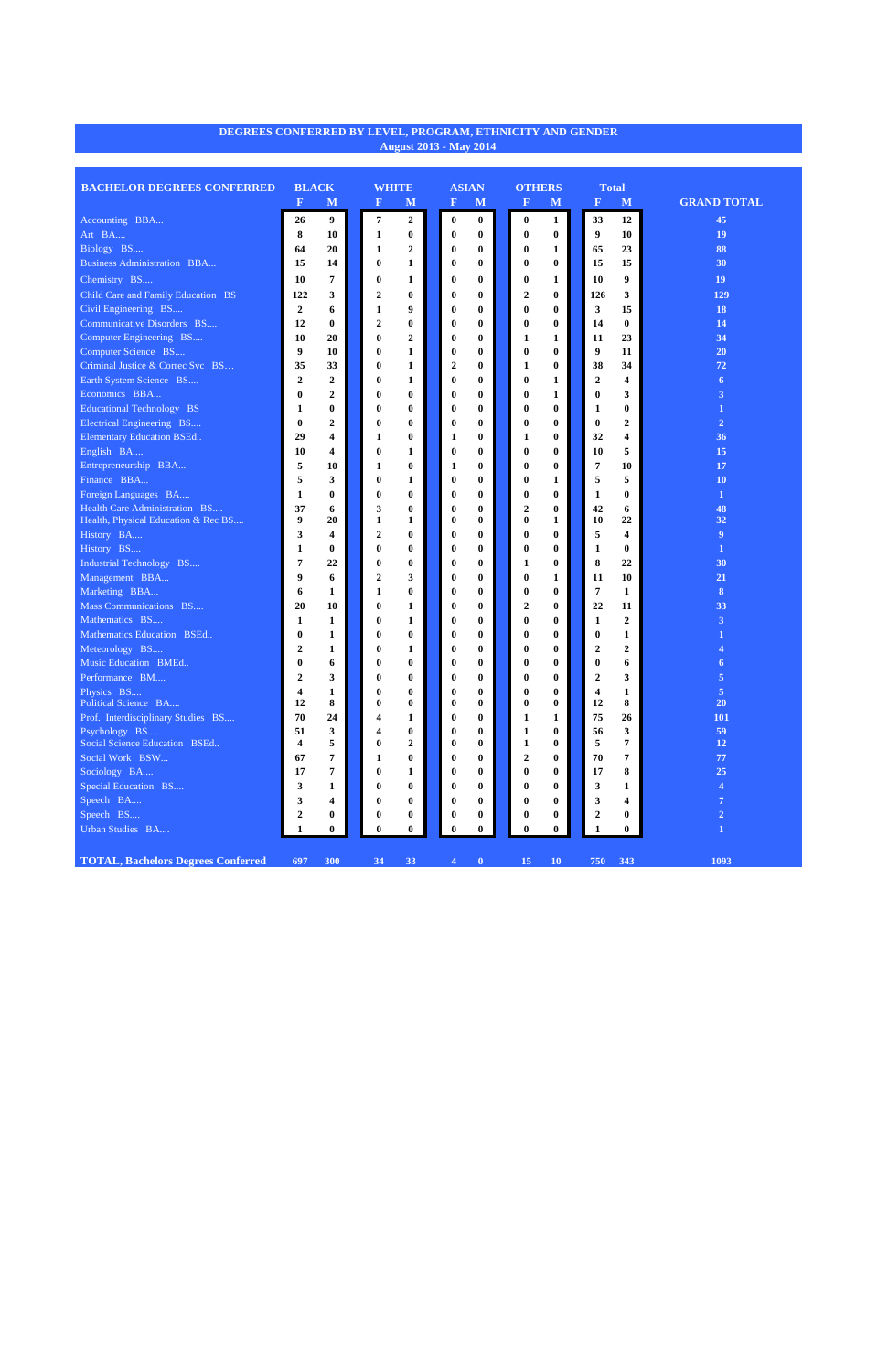# DEGREES CONFERRED BY LEVEL, PROGRAM, ETHNICITY AND GENDER
## August 2013 - May 2014

| BACHELOR DEGREES CONFERRED | BLACK | | WHITE | | ASIAN | | OTHERS | | Total | | GRAND TOTAL |
|---|---|---|---|---|---|---|---|---|---|---|---|
| | F | M | F | M | F | M | F | M | F | M | |
| Accounting BBA... | 26 | 9 | 7 | 2 | 0 | 0 | 0 | 1 | 33 | 12 | 45 |
| Art BA.... | 8 | 10 | 1 | 0 | 0 | 0 | 0 | 0 | 9 | 10 | 19 |
| Biology BS.... | 64 | 20 | 1 | 2 | 0 | 0 | 0 | 1 | 65 | 23 | 88 |
| Business Administration BBA... | 15 | 14 | 0 | 1 | 0 | 0 | 0 | 0 | 15 | 15 | 30 |
| Chemistry BS.... | 10 | 7 | 0 | 1 | 0 | 0 | 0 | 1 | 10 | 9 | 19 |
| Child Care and Family Education BS | 122 | 3 | 2 | 0 | 0 | 0 | 2 | 0 | 126 | 3 | 129 |
| Civil Engineering BS.... | 2 | 6 | 1 | 9 | 0 | 0 | 0 | 0 | 3 | 15 | 18 |
| Communicative Disorders BS.... | 12 | 0 | 2 | 0 | 0 | 0 | 0 | 0 | 14 | 0 | 14 |
| Computer Engineering BS.... | 10 | 20 | 0 | 2 | 0 | 0 | 1 | 1 | 11 | 23 | 34 |
| Computer Science BS.... | 9 | 10 | 0 | 1 | 0 | 0 | 0 | 0 | 9 | 11 | 20 |
| Criminal Justice & Correc Svc BS.... | 35 | 33 | 0 | 1 | 2 | 0 | 1 | 0 | 38 | 34 | 72 |
| Earth System Science BS.... | 2 | 2 | 0 | 1 | 0 | 0 | 0 | 1 | 2 | 4 | 6 |
| Economics BBA... | 0 | 2 | 0 | 0 | 0 | 0 | 0 | 1 | 0 | 3 | 3 |
| Educational Technology BS | 1 | 0 | 0 | 0 | 0 | 0 | 0 | 0 | 1 | 0 | 1 |
| Electrical Engineering BS.... | 0 | 2 | 0 | 0 | 0 | 0 | 0 | 0 | 0 | 2 | 2 |
| Elementary Education BSEd.. | 29 | 4 | 1 | 0 | 1 | 0 | 1 | 0 | 32 | 4 | 36 |
| English BA.... | 10 | 4 | 0 | 1 | 0 | 0 | 0 | 0 | 10 | 5 | 15 |
| Entrepreneurship BBA... | 5 | 10 | 1 | 0 | 1 | 0 | 0 | 0 | 7 | 10 | 17 |
| Finance BBA... | 5 | 3 | 0 | 1 | 0 | 0 | 0 | 1 | 5 | 5 | 10 |
| Foreign Languages BA.... | 1 | 0 | 0 | 0 | 0 | 0 | 0 | 0 | 1 | 0 | 1 |
| Health Care Administration BS.... | 37 | 6 | 3 | 0 | 0 | 0 | 2 | 0 | 42 | 6 | 48 |
| Health, Physical Education & Rec BS.... | 9 | 20 | 1 | 1 | 0 | 0 | 0 | 1 | 10 | 22 | 32 |
| History BA.... | 3 | 4 | 2 | 0 | 0 | 0 | 0 | 0 | 5 | 4 | 9 |
| History BS.... | 1 | 0 | 0 | 0 | 0 | 0 | 0 | 0 | 1 | 0 | 1 |
| Industrial Technology BS.... | 7 | 22 | 0 | 0 | 0 | 0 | 1 | 0 | 8 | 22 | 30 |
| Management BBA... | 9 | 6 | 2 | 3 | 0 | 0 | 0 | 1 | 11 | 10 | 21 |
| Marketing BBA... | 6 | 1 | 1 | 0 | 0 | 0 | 0 | 0 | 7 | 1 | 8 |
| Mass Communications BS.... | 20 | 10 | 0 | 1 | 0 | 0 | 2 | 0 | 22 | 11 | 33 |
| Mathematics BS.... | 1 | 1 | 0 | 1 | 0 | 0 | 0 | 0 | 1 | 2 | 3 |
| Mathematics Education BSEd.. | 0 | 1 | 0 | 0 | 0 | 0 | 0 | 0 | 0 | 1 | 1 |
| Meteorology BS.... | 2 | 1 | 0 | 1 | 0 | 0 | 0 | 0 | 2 | 2 | 4 |
| Music Education BMEd.. | 0 | 6 | 0 | 0 | 0 | 0 | 0 | 0 | 0 | 6 | 6 |
| Performance BM.... | 2 | 3 | 0 | 0 | 0 | 0 | 0 | 0 | 2 | 3 | 5 |
| Physics BS.... | 4 | 1 | 0 | 0 | 0 | 0 | 0 | 0 | 4 | 1 | 5 |
| Political Science BA.... | 12 | 8 | 0 | 0 | 0 | 0 | 0 | 0 | 12 | 8 | 20 |
| Prof. Interdisciplinary Studies BS.... | 70 | 24 | 4 | 1 | 0 | 0 | 1 | 1 | 75 | 26 | 101 |
| Psychology BS.... | 51 | 3 | 4 | 0 | 0 | 0 | 1 | 0 | 56 | 3 | 59 |
| Social Science Education BSEd.. | 4 | 5 | 0 | 2 | 0 | 0 | 1 | 0 | 5 | 7 | 12 |
| Social Work BSW... | 67 | 7 | 1 | 0 | 0 | 0 | 2 | 0 | 70 | 7 | 77 |
| Sociology BA.... | 17 | 7 | 0 | 1 | 0 | 0 | 0 | 0 | 17 | 8 | 25 |
| Special Education BS.... | 3 | 1 | 0 | 0 | 0 | 0 | 0 | 0 | 3 | 1 | 4 |
| Speech BA.... | 3 | 4 | 0 | 0 | 0 | 0 | 0 | 0 | 3 | 4 | 7 |
| Speech BS.... | 2 | 0 | 0 | 0 | 0 | 0 | 0 | 0 | 2 | 0 | 2 |
| Urban Studies BA.... | 1 | 0 | 0 | 0 | 0 | 0 | 0 | 0 | 1 | 0 | 1 |
| **TOTAL, Bachelors Degrees Conferred** | 697 | 300 | 34 | 33 | 4 | 0 | 15 | 10 | 750 | 343 | 1093 |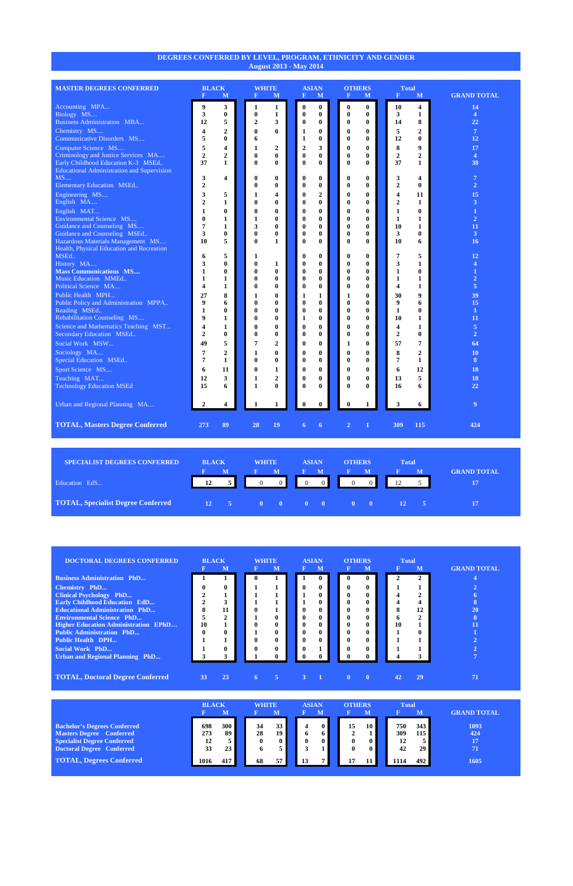## DEGREES CONFERRED BY LEVEL, PROGRAM, ETHNICITY AND GENDER
August 2013 - May 2014

| MASTER DEGREES CONFERRED | BLACK | | WHITE | | ASIAN | | OTHERS | | Total | | GRAND TOTAL |
|---|---|---|---|---|---|---|---|---|---|---|---|
| | F | M | F | M | F | M | F | M | F | M | |
| Accounting MPA... | 9 | 3 | 1 | 1 | 0 | 0 | 0 | 0 | 10 | 4 | 14 |
| Biology MS.... | 3 | 0 | 0 | 1 | 0 | 0 | 0 | 0 | 3 | 1 | 4 |
| Business Administration MBA... | 12 | 5 | 2 | 3 | 0 | 0 | 0 | 0 | 14 | 8 | 22 |
| Chemistry MS.... | 4 | 2 | 0 | 0 | 1 | 0 | 0 | 0 | 5 | 2 | 7 |
| Communicative Disorders MS.... | 5 | 0 | 6 | | 1 | 0 | 0 | 0 | 12 | 0 | 12 |
| Computer Science MS.... | 5 | 4 | 1 | 2 | 2 | 3 | 0 | 0 | 8 | 9 | 17 |
| Criminology and Justice Services MA.... | 2 | 2 | 0 | 0 | 0 | 0 | 0 | 0 | 2 | 2 | 4 |
| Early Childhood Education K-3 MSEd.. | 37 | 1 | 0 | 0 | 0 | 0 | 0 | 0 | 37 | 1 | 38 |
| Educational Administration and Supervision MS.... | 3 | 4 | 0 | 0 | 0 | 0 | 0 | 0 | 3 | 4 | 7 |
| Elementary Education MSEd.. | 2 | | 0 | 0 | 0 | 0 | 0 | 0 | 2 | 0 | 2 |
| Engineering MS.... | 3 | 5 | 1 | 4 | 0 | 2 | 0 | 0 | 4 | 11 | 15 |
| English MA.... | 2 | 1 | 0 | 0 | 0 | 0 | 0 | 0 | 2 | 1 | 3 |
| English MAT... | 1 | 0 | 0 | 0 | 0 | 0 | 0 | 0 | 1 | 0 | 1 |
| Environmental Science MS.... | 0 | 1 | 1 | 0 | 0 | 0 | 0 | 0 | 1 | 1 | 2 |
| Guidance and Counseling MS.... | 7 | 1 | 3 | 0 | 0 | 0 | 0 | 0 | 10 | 1 | 11 |
| Guidance and Counseling MSEd.. | 3 | 0 | 0 | 0 | 0 | 0 | 0 | 0 | 3 | 0 | 3 |
| Hazardous Materials Management MS.... | 10 | 5 | 0 | 1 | 0 | 0 | 0 | 0 | 10 | 6 | 16 |
| Health, Physical Education and Recreation MSEd.. | 6 | 5 | 1 | | 0 | 0 | 0 | 0 | 7 | 5 | 12 |
| History MA.... | 3 | 0 | 0 | 1 | 0 | 0 | 0 | 0 | 3 | 1 | 4 |
| **Mass Communications MS....** | 1 | 0 | 0 | 0 | 0 | 0 | 0 | 0 | 1 | 0 | 1 |
| Music Education MMEd.. | 1 | 1 | 0 | 0 | 0 | 0 | 0 | 0 | 1 | 1 | 2 |
| Political Science MA.... | 4 | 1 | 0 | 0 | 0 | 0 | 0 | 0 | 4 | 1 | 5 |
| Public Health MPH... | 27 | 8 | 1 | 0 | 1 | 1 | 1 | 0 | 30 | 9 | 39 |
| Public Policy and Administration MPPA.. | 9 | 6 | 0 | 0 | 0 | 0 | 0 | 0 | 9 | 6 | 15 |
| Reading MSEd.. | 1 | 0 | 0 | 0 | 0 | 0 | 0 | 0 | 1 | 0 | 1 |
| Rehabilitation Counseling MS.... | 9 | 1 | 0 | 0 | 1 | 0 | 0 | 0 | 10 | 1 | 11 |
| Science and Mathematics Teaching MST... | 4 | 1 | 0 | 0 | 0 | 0 | 0 | 0 | 4 | 1 | 5 |
| Secondary Education MSEd.. | 2 | 0 | 0 | 0 | 0 | 0 | 0 | 0 | 2 | 0 | 2 |
| Social Work MSW... | 49 | 5 | 7 | 2 | 0 | 0 | 1 | 0 | 57 | 7 | 64 |
| Sociology MA.... | 7 | 2 | 1 | 0 | 0 | 0 | 0 | 0 | 8 | 2 | 10 |
| Special Education MSEd.. | 7 | 1 | 0 | 0 | 0 | 0 | 0 | 0 | 7 | 1 | 8 |
| Sport Science MS.... | 6 | 11 | 0 | 1 | 0 | 0 | 0 | 0 | 6 | 12 | 18 |
| Teaching MAT... | 12 | 3 | 1 | 2 | 0 | 0 | 0 | 0 | 13 | 5 | 18 |
| Technology Education MSEd | 15 | 6 | 1 | 0 | 0 | 0 | 0 | 0 | 16 | 6 | 22 |
| Urban and Regional Planning MA.... | 2 | 4 | 1 | 1 | 0 | 0 | 0 | 1 | 3 | 6 | 9 |
| **TOTAL, Masters Degree Conferred** | 273 | 89 | 28 | 19 | 6 | 6 | 2 | 1 | 309 | 115 | 424 |

| SPECIALIST DEGREES CONFERRED | BLACK | | WHITE | | ASIAN | | OTHERS | | Total | | GRAND TOTAL |
|---|---|---|---|---|---|---|---|---|---|---|---|
| | F | M | F | M | F | M | F | M | F | M | |
| Education EdS... | 12 | 5 | 0 | 0 | 0 | 0 | 0 | 0 | 12 | 5 | 17 |
| **TOTAL, Specialist Degree Conferred** | 12 | 5 | 0 | 0 | 0 | 0 | 0 | 0 | 12 | 5 | 17 |

| DOCTORAL DEGREES CONFERRED | BLACK | | WHITE | | ASIAN | | OTHERS | | Total | | GRAND TOTAL |
|---|---|---|---|---|---|---|---|---|---|---|---|
| | F | M | F | M | F | M | F | M | F | M | |
| **Business Administration PhD...** | 1 | 1 | 0 | 1 | 1 | 0 | 0 | 0 | 2 | 2 | 4 |
| **Chemistry PhD...** | 0 | 0 | 1 | 1 | 0 | 0 | 0 | 0 | 1 | 1 | 2 |
| **Clinical Psychology PhD...** | 2 | 1 | 1 | 1 | 1 | 0 | 0 | 0 | 4 | 2 | 6 |
| **Early Childhood Education EdD...** | 2 | 3 | 1 | 1 | 1 | 0 | 0 | 0 | 4 | 4 | 8 |
| **Educational Administration PhD...** | 8 | 11 | 0 | 1 | 0 | 0 | 0 | 0 | 8 | 12 | 20 |
| **Environmental Science PhD...** | 5 | 2 | 1 | 0 | 0 | 0 | 0 | 0 | 6 | 2 | 8 |
| **Higher Education Administration EPhD...** | 10 | 1 | 0 | 0 | 0 | 0 | 0 | 0 | 10 | 1 | 11 |
| **Public Administration PhD...** | 0 | 0 | 1 | 0 | 0 | 0 | 0 | 0 | 1 | 0 | 1 |
| **Public Health DPH...** | 1 | 1 | 0 | 0 | 0 | 0 | 0 | 0 | 1 | 1 | 2 |
| **Social Work PhD...** | 1 | 0 | 0 | 0 | 0 | 1 | 0 | 0 | 1 | 1 | 2 |
| **Urban and Regional Planning PhD...** | 3 | 3 | 1 | 0 | 0 | 0 | 0 | 0 | 4 | 3 | 7 |
| **TOTAL, Doctoral Degree Conferred** | 33 | 23 | 6 | 5 | 3 | 1 | 0 | 0 | 42 | 29 | 71 |

| | BLACK | | WHITE | | ASIAN | | OTHERS | | Total | | GRAND TOTAL |
|---|---|---|---|---|---|---|---|---|---|---|---|
| | F | M | F | M | F | M | F | M | F | M | |
| **Bachelor's Degrees Conferred** | 698 | 300 | 34 | 33 | 4 | 0 | 15 | 10 | 750 | 343 | 1093 |
| **Masters Degree Conferred** | 273 | 89 | 28 | 19 | 6 | 6 | 2 | 1 | 309 | 115 | 424 |
| **Specialist Degree Conferred** | 12 | 5 | 0 | 0 | 0 | 0 | 0 | 0 | 12 | 5 | 17 |
| **Doctoral Degree Conferred** | 33 | 23 | 6 | 5 | 3 | 1 | 0 | 0 | 42 | 29 | 71 |
| **TOTAL, Degrees Conferred** | 1016 | 417 | 68 | 57 | 13 | 7 | 17 | 11 | 1114 | 492 | 1605 |